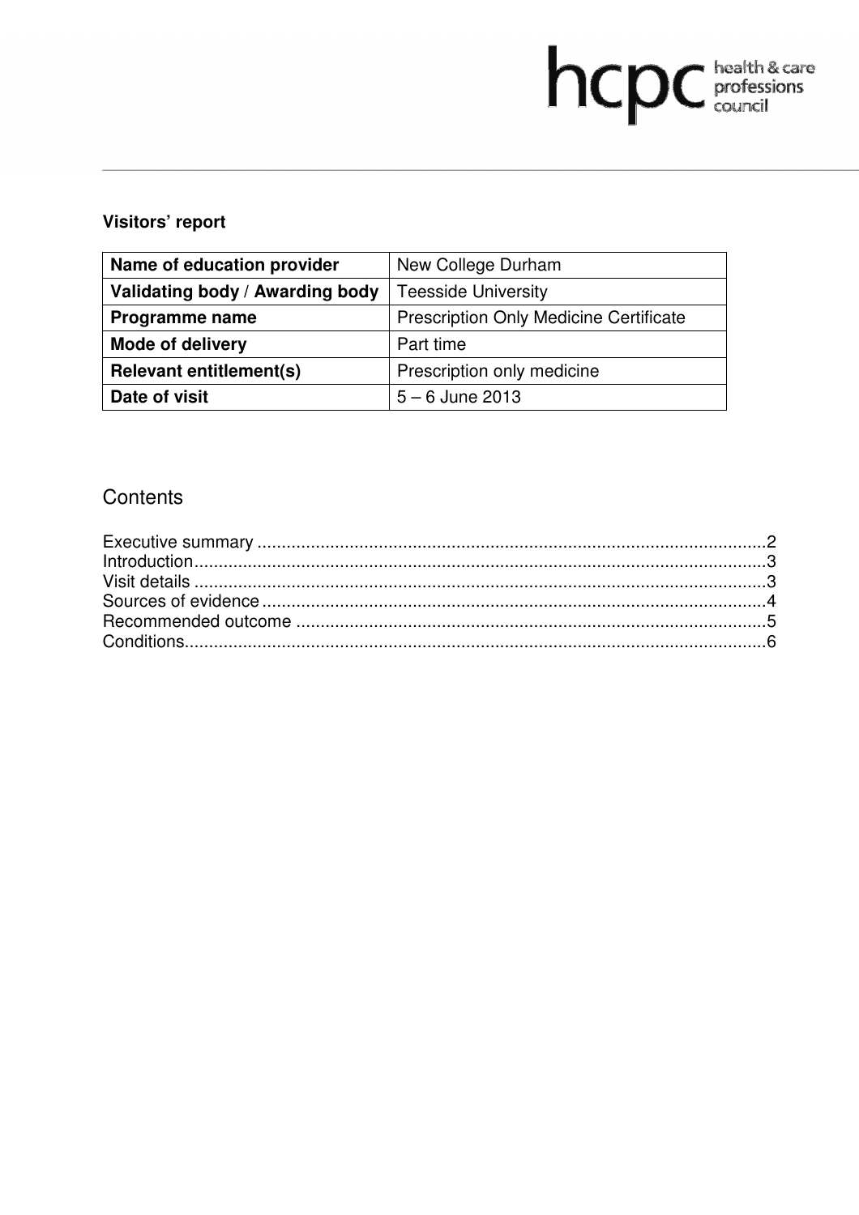**Visitors' report**

| Name of education provider | New College Durham |
|---|---|
| Validating body / Awarding body | Teesside University |
| Programme name | Prescription Only Medicine Certificate |
| Mode of delivery | Part time |
| Relevant entitlement(s) | Prescription only medicine |
| Date of visit | 5 – 6 June 2013 |

## Contents

Executive summary ........................................................................................................2
Introduction.....................................................................................................................3
Visit details .....................................................................................................................3
Sources of evidence .......................................................................................................4
Recommended outcome ................................................................................................5
Conditions.......................................................................................................................6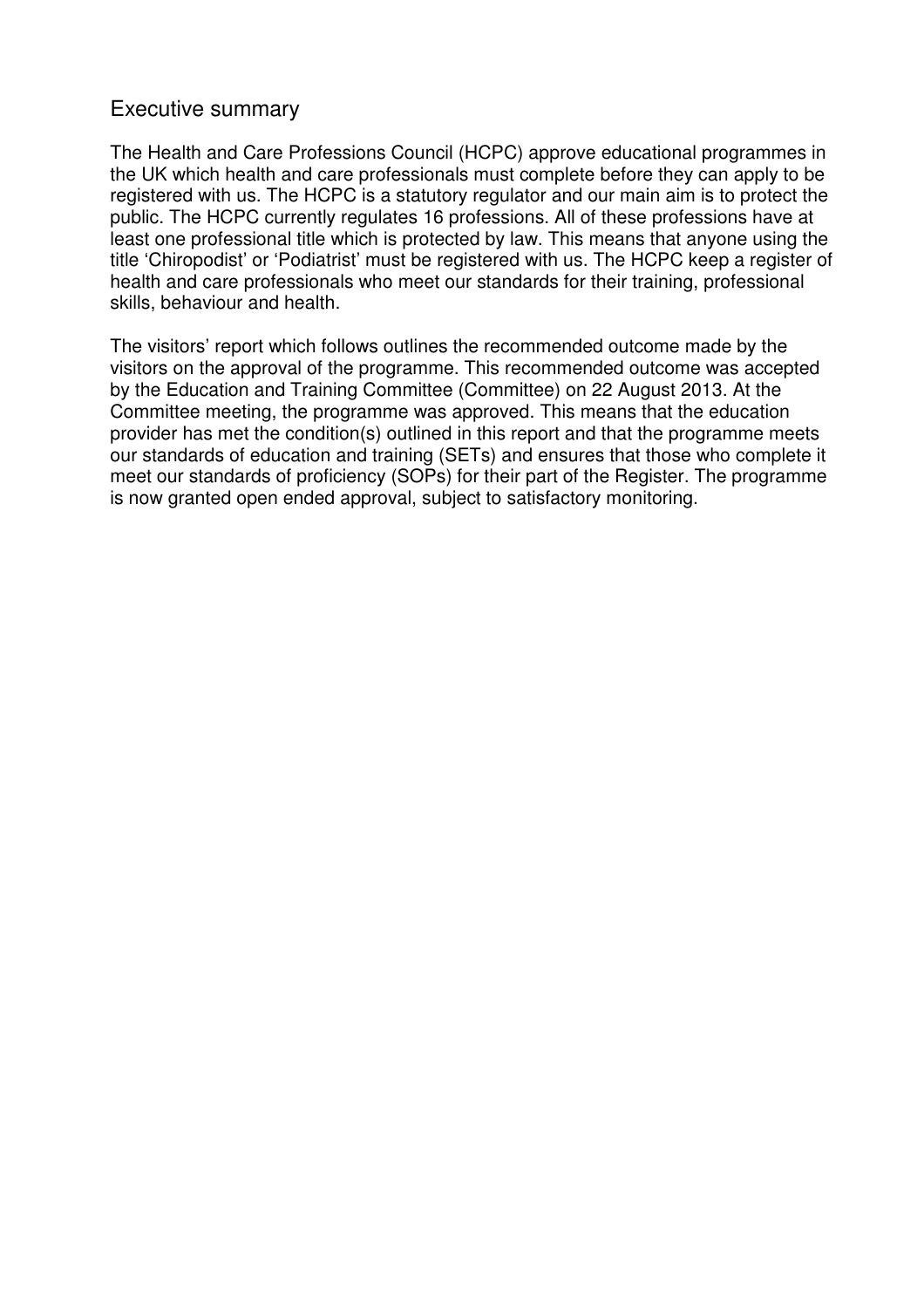## Executive summary

The Health and Care Professions Council (HCPC) approve educational programmes in the UK which health and care professionals must complete before they can apply to be registered with us. The HCPC is a statutory regulator and our main aim is to protect the public. The HCPC currently regulates 16 professions. All of these professions have at least one professional title which is protected by law. This means that anyone using the title 'Chiropodist' or 'Podiatrist' must be registered with us. The HCPC keep a register of health and care professionals who meet our standards for their training, professional skills, behaviour and health.

The visitors' report which follows outlines the recommended outcome made by the visitors on the approval of the programme. This recommended outcome was accepted by the Education and Training Committee (Committee) on 22 August 2013. At the Committee meeting, the programme was approved. This means that the education provider has met the condition(s) outlined in this report and that the programme meets our standards of education and training (SETs) and ensures that those who complete it meet our standards of proficiency (SOPs) for their part of the Register. The programme is now granted open ended approval, subject to satisfactory monitoring.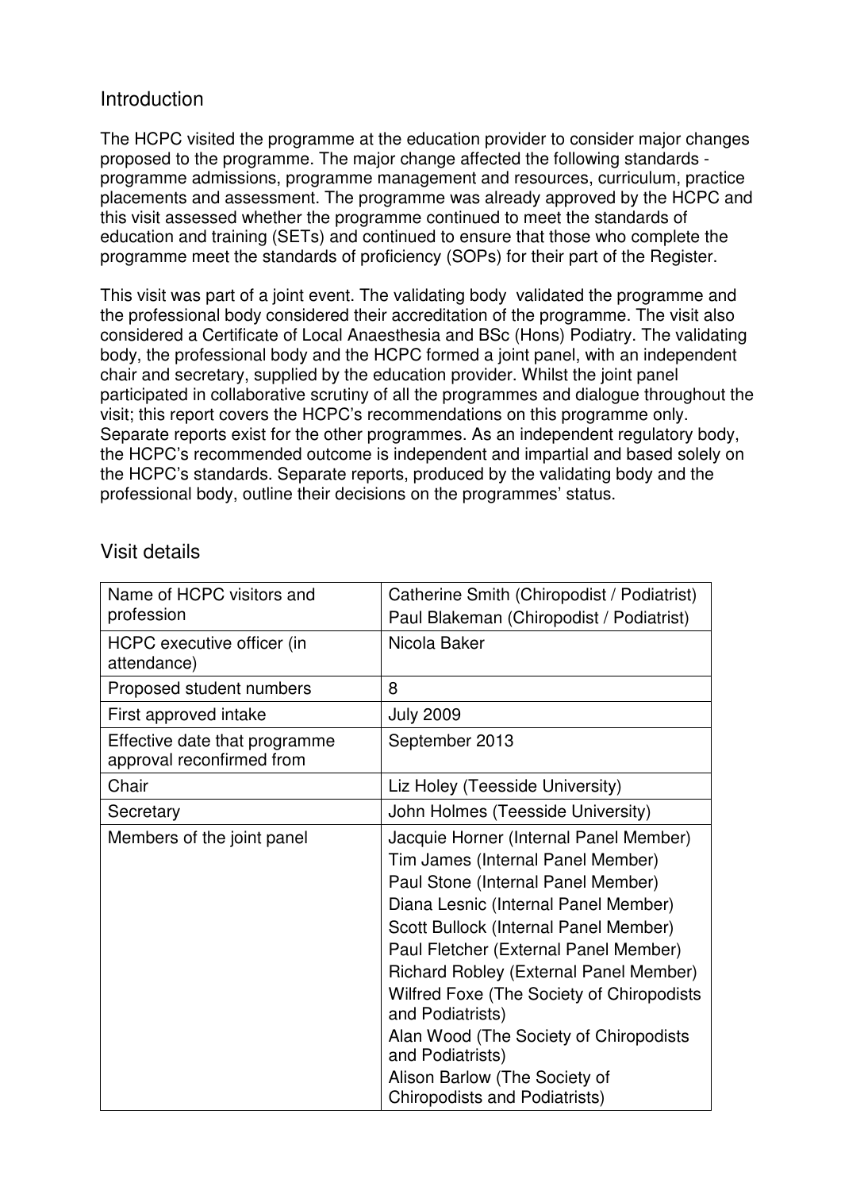## Introduction

The HCPC visited the programme at the education provider to consider major changes proposed to the programme. The major change affected the following standards - programme admissions, programme management and resources, curriculum, practice placements and assessment. The programme was already approved by the HCPC and this visit assessed whether the programme continued to meet the standards of education and training (SETs) and continued to ensure that those who complete the programme meet the standards of proficiency (SOPs) for their part of the Register.

This visit was part of a joint event. The validating body validated the programme and the professional body considered their accreditation of the programme. The visit also considered a Certificate of Local Anaesthesia and BSc (Hons) Podiatry. The validating body, the professional body and the HCPC formed a joint panel, with an independent chair and secretary, supplied by the education provider. Whilst the joint panel participated in collaborative scrutiny of all the programmes and dialogue throughout the visit; this report covers the HCPC's recommendations on this programme only. Separate reports exist for the other programmes. As an independent regulatory body, the HCPC's recommended outcome is independent and impartial and based solely on the HCPC's standards. Separate reports, produced by the validating body and the professional body, outline their decisions on the programmes' status.

## Visit details

| | |
|---|---|
| Name of HCPC visitors and profession | Catherine Smith (Chiropodist / Podiatrist)<br>Paul Blakeman (Chiropodist / Podiatrist) |
| HCPC executive officer (in attendance) | Nicola Baker |
| Proposed student numbers | 8 |
| First approved intake | July 2009 |
| Effective date that programme approval reconfirmed from | September 2013 |
| Chair | Liz Holey (Teesside University) |
| Secretary | John Holmes (Teesside University) |
| Members of the joint panel | Jacquie Horner (Internal Panel Member)<br>Tim James (Internal Panel Member)<br>Paul Stone (Internal Panel Member)<br>Diana Lesnic (Internal Panel Member)<br>Scott Bullock (Internal Panel Member)<br>Paul Fletcher (External Panel Member)<br>Richard Robley (External Panel Member)<br>Wilfred Foxe (The Society of Chiropodists and Podiatrists)<br>Alan Wood (The Society of Chiropodists and Podiatrists)<br>Alison Barlow (The Society of Chiropodists and Podiatrists) |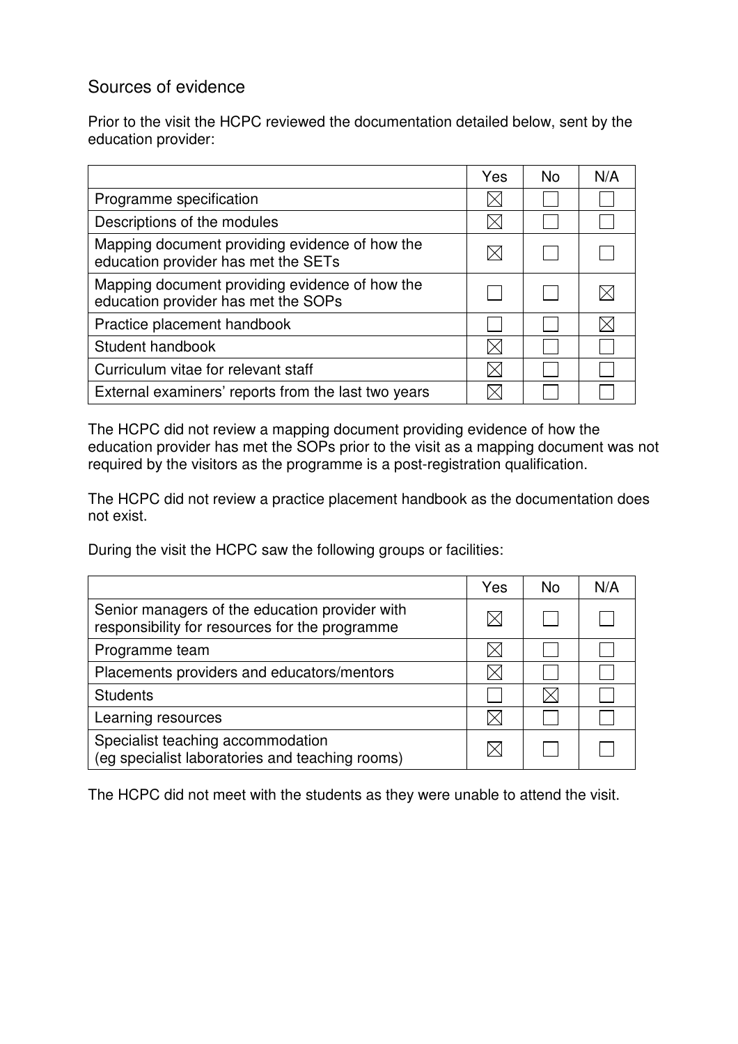## Sources of evidence

Prior to the visit the HCPC reviewed the documentation detailed below, sent by the education provider:

| | Yes | No | N/A |
|---|---|---|---|
| Programme specification | ☒ | ☐ | ☐ |
| Descriptions of the modules | ☒ | ☐ | ☐ |
| Mapping document providing evidence of how the education provider has met the SETs | ☒ | ☐ | ☐ |
| Mapping document providing evidence of how the education provider has met the SOPs | ☐ | ☐ | ☒ |
| Practice placement handbook | ☐ | ☐ | ☒ |
| Student handbook | ☒ | ☐ | ☐ |
| Curriculum vitae for relevant staff | ☒ | ☐ | ☐ |
| External examiners' reports from the last two years | ☒ | ☐ | ☐ |

The HCPC did not review a mapping document providing evidence of how the education provider has met the SOPs prior to the visit as a mapping document was not required by the visitors as the programme is a post-registration qualification.

The HCPC did not review a practice placement handbook as the documentation does not exist.

During the visit the HCPC saw the following groups or facilities:

| | Yes | No | N/A |
|---|---|---|---|
| Senior managers of the education provider with responsibility for resources for the programme | ☒ | ☐ | ☐ |
| Programme team | ☒ | ☐ | ☐ |
| Placements providers and educators/mentors | ☒ | ☐ | ☐ |
| Students | ☐ | ☒ | ☐ |
| Learning resources | ☒ | ☐ | ☐ |
| Specialist teaching accommodation (eg specialist laboratories and teaching rooms) | ☒ | ☐ | ☐ |

The HCPC did not meet with the students as they were unable to attend the visit.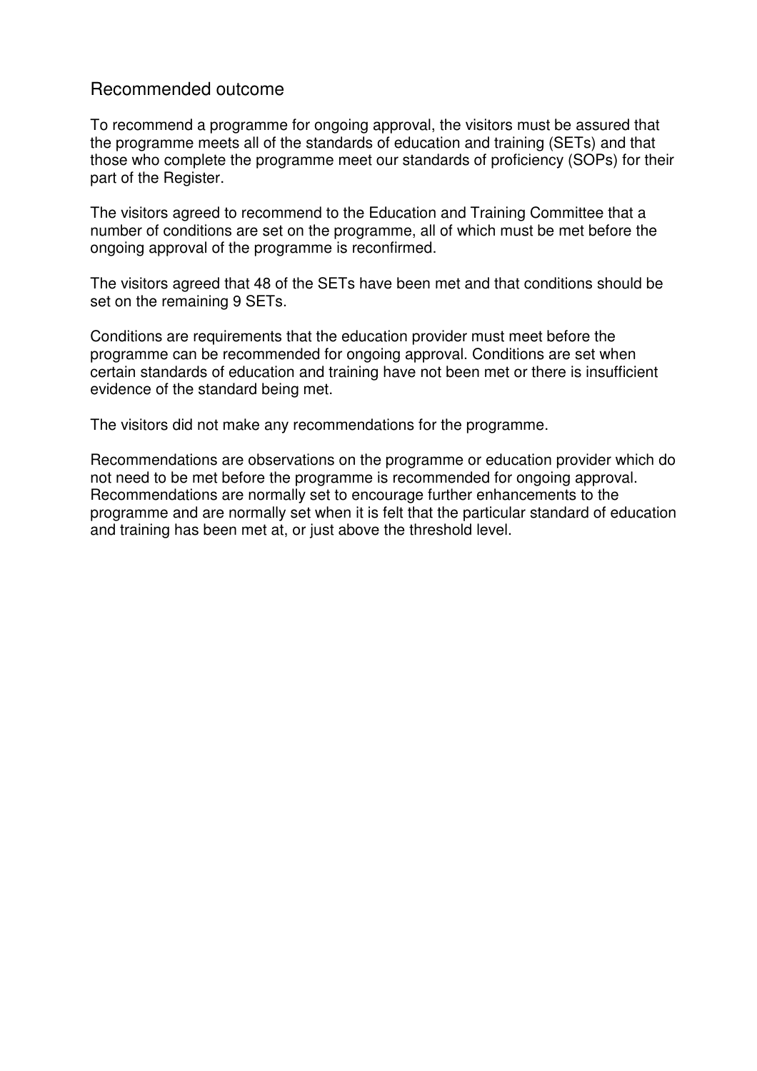## Recommended outcome

To recommend a programme for ongoing approval, the visitors must be assured that the programme meets all of the standards of education and training (SETs) and that those who complete the programme meet our standards of proficiency (SOPs) for their part of the Register.

The visitors agreed to recommend to the Education and Training Committee that a number of conditions are set on the programme, all of which must be met before the ongoing approval of the programme is reconfirmed.

The visitors agreed that 48 of the SETs have been met and that conditions should be set on the remaining 9 SETs.

Conditions are requirements that the education provider must meet before the programme can be recommended for ongoing approval. Conditions are set when certain standards of education and training have not been met or there is insufficient evidence of the standard being met.

The visitors did not make any recommendations for the programme.

Recommendations are observations on the programme or education provider which do not need to be met before the programme is recommended for ongoing approval. Recommendations are normally set to encourage further enhancements to the programme and are normally set when it is felt that the particular standard of education and training has been met at, or just above the threshold level.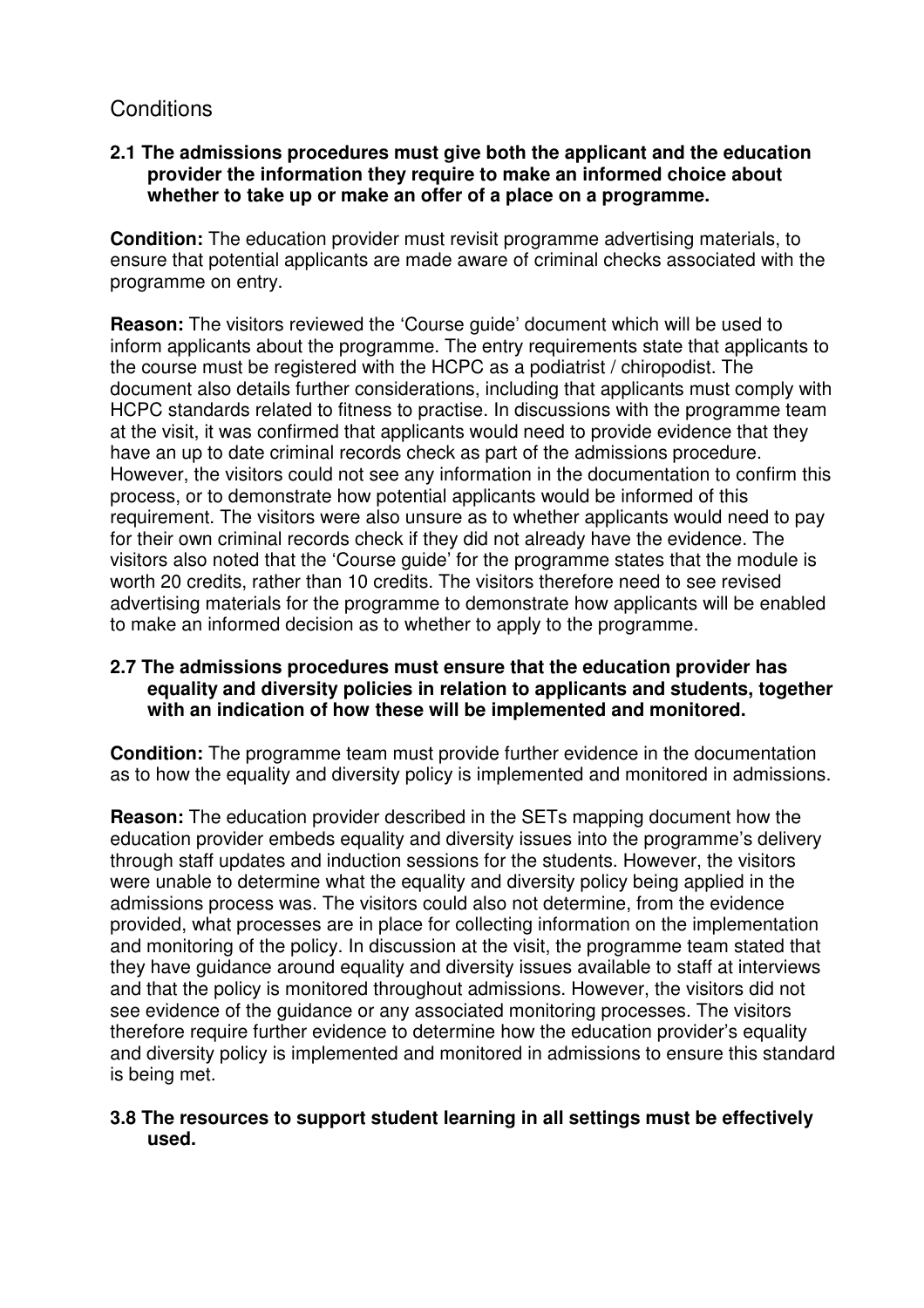## Conditions

**2.1 The admissions procedures must give both the applicant and the education provider the information they require to make an informed choice about whether to take up or make an offer of a place on a programme.**

**Condition:** The education provider must revisit programme advertising materials, to ensure that potential applicants are made aware of criminal checks associated with the programme on entry.

**Reason:** The visitors reviewed the 'Course guide' document which will be used to inform applicants about the programme. The entry requirements state that applicants to the course must be registered with the HCPC as a podiatrist / chiropodist. The document also details further considerations, including that applicants must comply with HCPC standards related to fitness to practise. In discussions with the programme team at the visit, it was confirmed that applicants would need to provide evidence that they have an up to date criminal records check as part of the admissions procedure. However, the visitors could not see any information in the documentation to confirm this process, or to demonstrate how potential applicants would be informed of this requirement. The visitors were also unsure as to whether applicants would need to pay for their own criminal records check if they did not already have the evidence. The visitors also noted that the 'Course guide' for the programme states that the module is worth 20 credits, rather than 10 credits. The visitors therefore need to see revised advertising materials for the programme to demonstrate how applicants will be enabled to make an informed decision as to whether to apply to the programme.

**2.7 The admissions procedures must ensure that the education provider has equality and diversity policies in relation to applicants and students, together with an indication of how these will be implemented and monitored.**

**Condition:** The programme team must provide further evidence in the documentation as to how the equality and diversity policy is implemented and monitored in admissions.

**Reason:** The education provider described in the SETs mapping document how the education provider embeds equality and diversity issues into the programme's delivery through staff updates and induction sessions for the students. However, the visitors were unable to determine what the equality and diversity policy being applied in the admissions process was. The visitors could also not determine, from the evidence provided, what processes are in place for collecting information on the implementation and monitoring of the policy. In discussion at the visit, the programme team stated that they have guidance around equality and diversity issues available to staff at interviews and that the policy is monitored throughout admissions. However, the visitors did not see evidence of the guidance or any associated monitoring processes. The visitors therefore require further evidence to determine how the education provider's equality and diversity policy is implemented and monitored in admissions to ensure this standard is being met.

**3.8 The resources to support student learning in all settings must be effectively used.**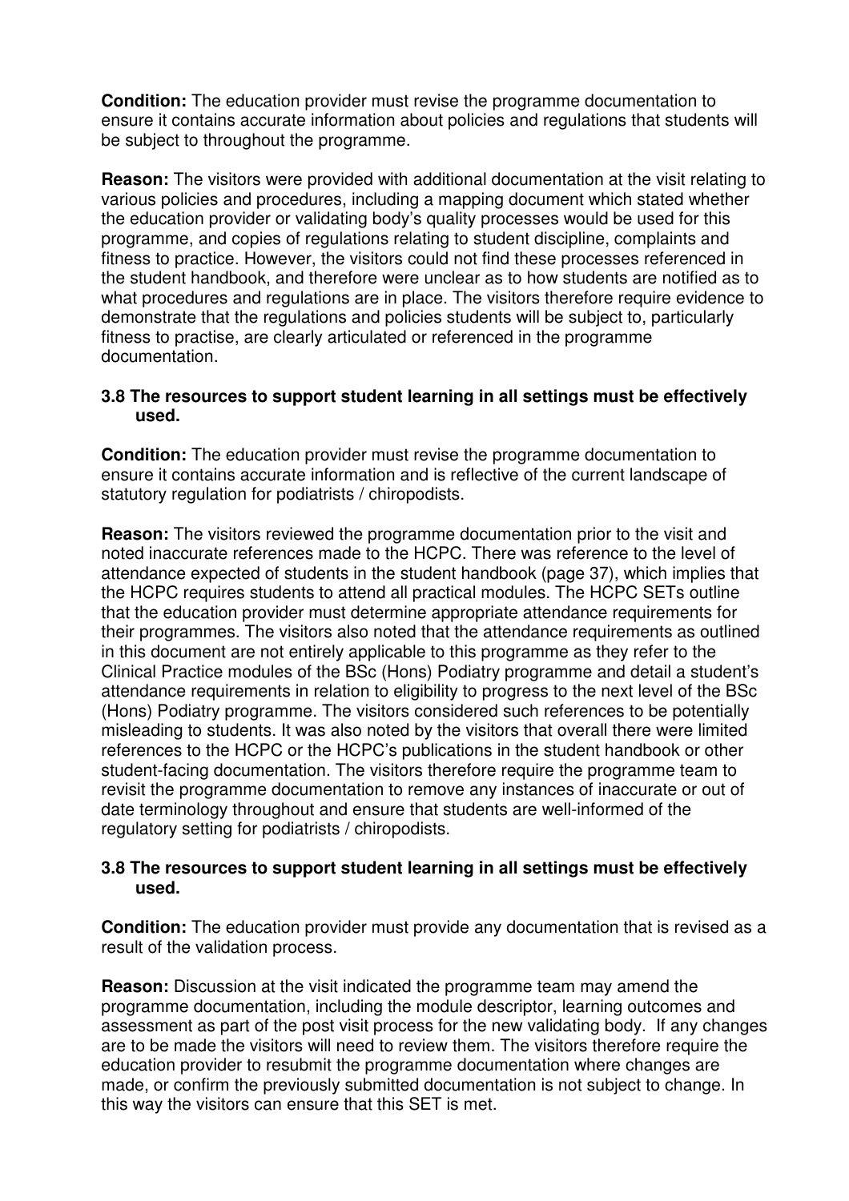**Condition:** The education provider must revise the programme documentation to ensure it contains accurate information about policies and regulations that students will be subject to throughout the programme.

**Reason:** The visitors were provided with additional documentation at the visit relating to various policies and procedures, including a mapping document which stated whether the education provider or validating body's quality processes would be used for this programme, and copies of regulations relating to student discipline, complaints and fitness to practice. However, the visitors could not find these processes referenced in the student handbook, and therefore were unclear as to how students are notified as to what procedures and regulations are in place. The visitors therefore require evidence to demonstrate that the regulations and policies students will be subject to, particularly fitness to practise, are clearly articulated or referenced in the programme documentation.

**3.8 The resources to support student learning in all settings must be effectively used.**

**Condition:** The education provider must revise the programme documentation to ensure it contains accurate information and is reflective of the current landscape of statutory regulation for podiatrists / chiropodists.

**Reason:** The visitors reviewed the programme documentation prior to the visit and noted inaccurate references made to the HCPC. There was reference to the level of attendance expected of students in the student handbook (page 37), which implies that the HCPC requires students to attend all practical modules. The HCPC SETs outline that the education provider must determine appropriate attendance requirements for their programmes. The visitors also noted that the attendance requirements as outlined in this document are not entirely applicable to this programme as they refer to the Clinical Practice modules of the BSc (Hons) Podiatry programme and detail a student's attendance requirements in relation to eligibility to progress to the next level of the BSc (Hons) Podiatry programme. The visitors considered such references to be potentially misleading to students. It was also noted by the visitors that overall there were limited references to the HCPC or the HCPC's publications in the student handbook or other student-facing documentation. The visitors therefore require the programme team to revisit the programme documentation to remove any instances of inaccurate or out of date terminology throughout and ensure that students are well-informed of the regulatory setting for podiatrists / chiropodists.

**3.8 The resources to support student learning in all settings must be effectively used.**

**Condition:** The education provider must provide any documentation that is revised as a result of the validation process.

**Reason:** Discussion at the visit indicated the programme team may amend the programme documentation, including the module descriptor, learning outcomes and assessment as part of the post visit process for the new validating body. If any changes are to be made the visitors will need to review them. The visitors therefore require the education provider to resubmit the programme documentation where changes are made, or confirm the previously submitted documentation is not subject to change. In this way the visitors can ensure that this SET is met.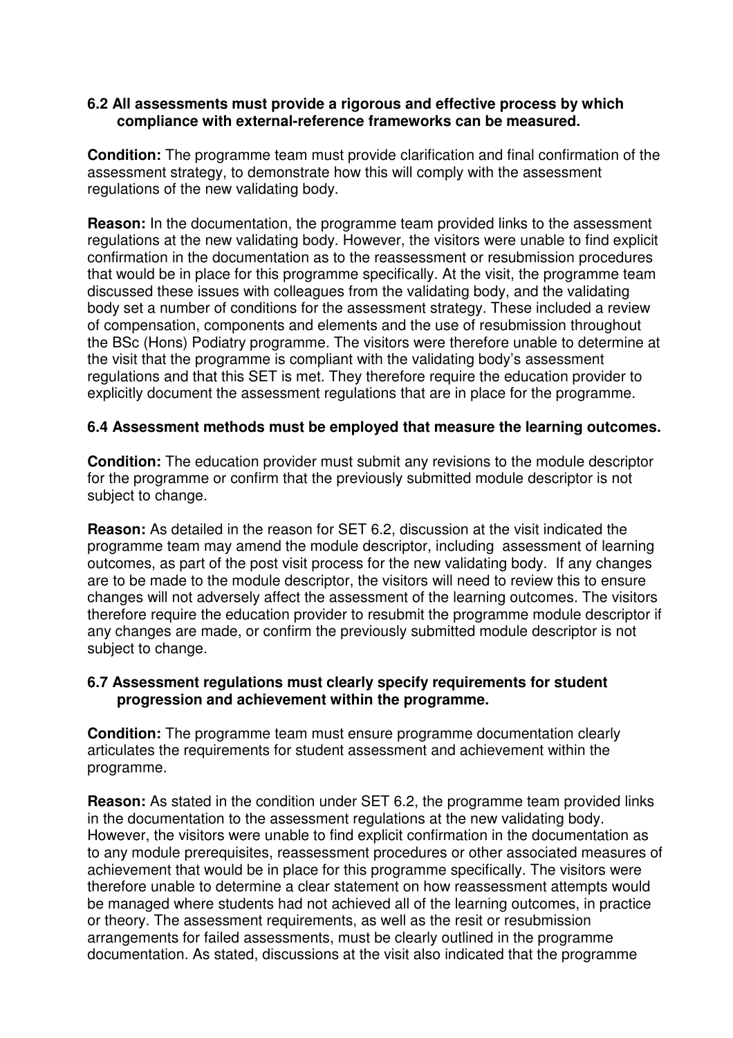**6.2 All assessments must provide a rigorous and effective process by which compliance with external-reference frameworks can be measured.**

**Condition:** The programme team must provide clarification and final confirmation of the assessment strategy, to demonstrate how this will comply with the assessment regulations of the new validating body.

**Reason:** In the documentation, the programme team provided links to the assessment regulations at the new validating body. However, the visitors were unable to find explicit confirmation in the documentation as to the reassessment or resubmission procedures that would be in place for this programme specifically. At the visit, the programme team discussed these issues with colleagues from the validating body, and the validating body set a number of conditions for the assessment strategy. These included a review of compensation, components and elements and the use of resubmission throughout the BSc (Hons) Podiatry programme. The visitors were therefore unable to determine at the visit that the programme is compliant with the validating body's assessment regulations and that this SET is met. They therefore require the education provider to explicitly document the assessment regulations that are in place for the programme.

**6.4 Assessment methods must be employed that measure the learning outcomes.**

**Condition:** The education provider must submit any revisions to the module descriptor for the programme or confirm that the previously submitted module descriptor is not subject to change.

**Reason:** As detailed in the reason for SET 6.2, discussion at the visit indicated the programme team may amend the module descriptor, including assessment of learning outcomes, as part of the post visit process for the new validating body. If any changes are to be made to the module descriptor, the visitors will need to review this to ensure changes will not adversely affect the assessment of the learning outcomes. The visitors therefore require the education provider to resubmit the programme module descriptor if any changes are made, or confirm the previously submitted module descriptor is not subject to change.

**6.7 Assessment regulations must clearly specify requirements for student progression and achievement within the programme.**

**Condition:** The programme team must ensure programme documentation clearly articulates the requirements for student assessment and achievement within the programme.

**Reason:** As stated in the condition under SET 6.2, the programme team provided links in the documentation to the assessment regulations at the new validating body. However, the visitors were unable to find explicit confirmation in the documentation as to any module prerequisites, reassessment procedures or other associated measures of achievement that would be in place for this programme specifically. The visitors were therefore unable to determine a clear statement on how reassessment attempts would be managed where students had not achieved all of the learning outcomes, in practice or theory. The assessment requirements, as well as the resit or resubmission arrangements for failed assessments, must be clearly outlined in the programme documentation. As stated, discussions at the visit also indicated that the programme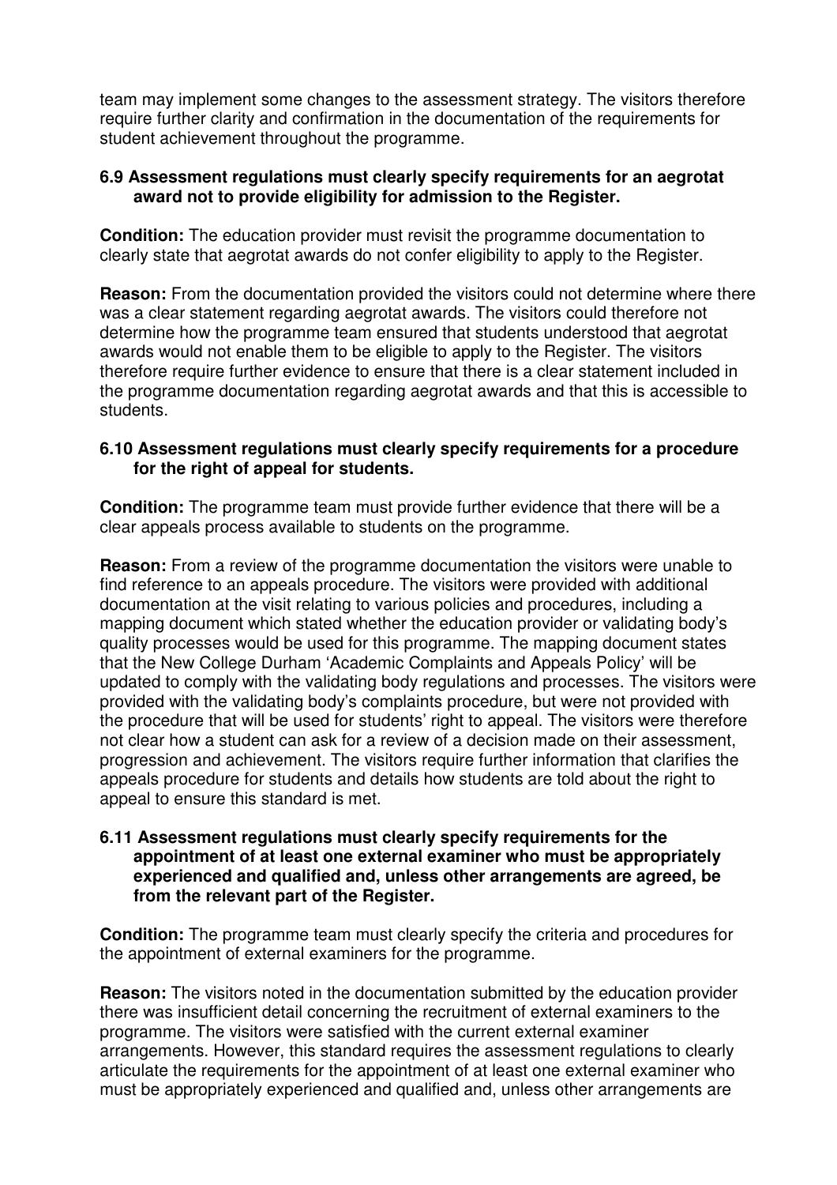team may implement some changes to the assessment strategy. The visitors therefore require further clarity and confirmation in the documentation of the requirements for student achievement throughout the programme.

**6.9 Assessment regulations must clearly specify requirements for an aegrotat award not to provide eligibility for admission to the Register.**

**Condition:** The education provider must revisit the programme documentation to clearly state that aegrotat awards do not confer eligibility to apply to the Register.

**Reason:** From the documentation provided the visitors could not determine where there was a clear statement regarding aegrotat awards. The visitors could therefore not determine how the programme team ensured that students understood that aegrotat awards would not enable them to be eligible to apply to the Register. The visitors therefore require further evidence to ensure that there is a clear statement included in the programme documentation regarding aegrotat awards and that this is accessible to students.

**6.10 Assessment regulations must clearly specify requirements for a procedure for the right of appeal for students.**

**Condition:** The programme team must provide further evidence that there will be a clear appeals process available to students on the programme.

**Reason:** From a review of the programme documentation the visitors were unable to find reference to an appeals procedure. The visitors were provided with additional documentation at the visit relating to various policies and procedures, including a mapping document which stated whether the education provider or validating body's quality processes would be used for this programme. The mapping document states that the New College Durham 'Academic Complaints and Appeals Policy' will be updated to comply with the validating body regulations and processes. The visitors were provided with the validating body's complaints procedure, but were not provided with the procedure that will be used for students' right to appeal. The visitors were therefore not clear how a student can ask for a review of a decision made on their assessment, progression and achievement. The visitors require further information that clarifies the appeals procedure for students and details how students are told about the right to appeal to ensure this standard is met.

**6.11 Assessment regulations must clearly specify requirements for the appointment of at least one external examiner who must be appropriately experienced and qualified and, unless other arrangements are agreed, be from the relevant part of the Register.**

**Condition:** The programme team must clearly specify the criteria and procedures for the appointment of external examiners for the programme.

**Reason:** The visitors noted in the documentation submitted by the education provider there was insufficient detail concerning the recruitment of external examiners to the programme. The visitors were satisfied with the current external examiner arrangements. However, this standard requires the assessment regulations to clearly articulate the requirements for the appointment of at least one external examiner who must be appropriately experienced and qualified and, unless other arrangements are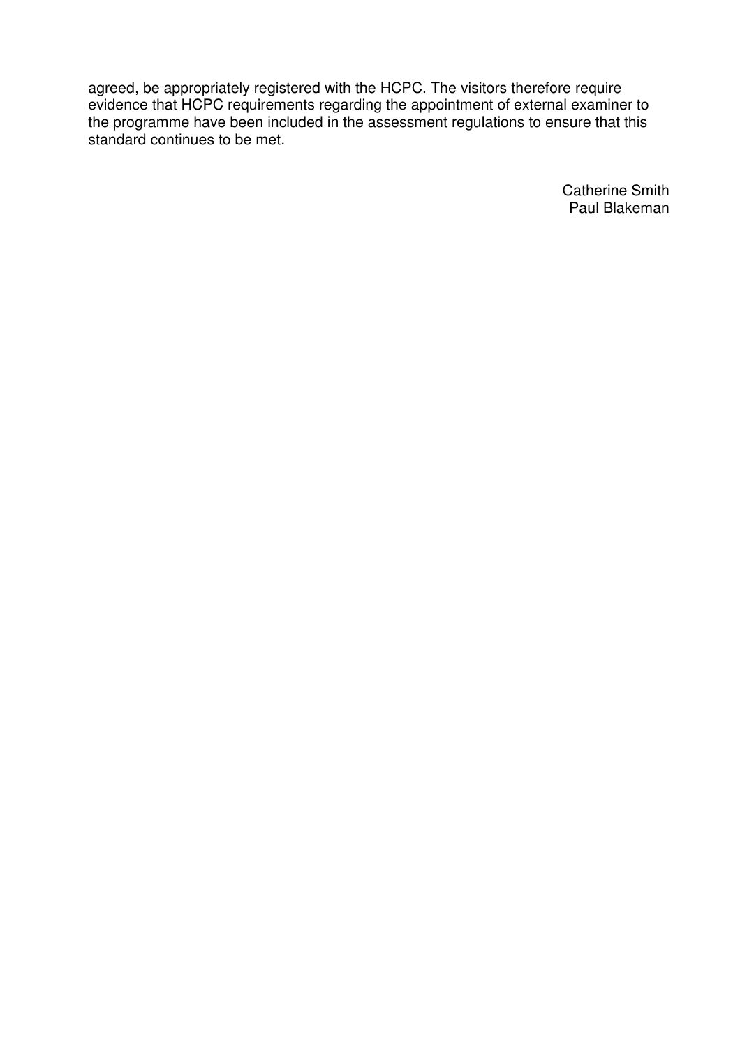agreed, be appropriately registered with the HCPC. The visitors therefore require evidence that HCPC requirements regarding the appointment of external examiner to the programme have been included in the assessment regulations to ensure that this standard continues to be met.

Catherine Smith
Paul Blakeman